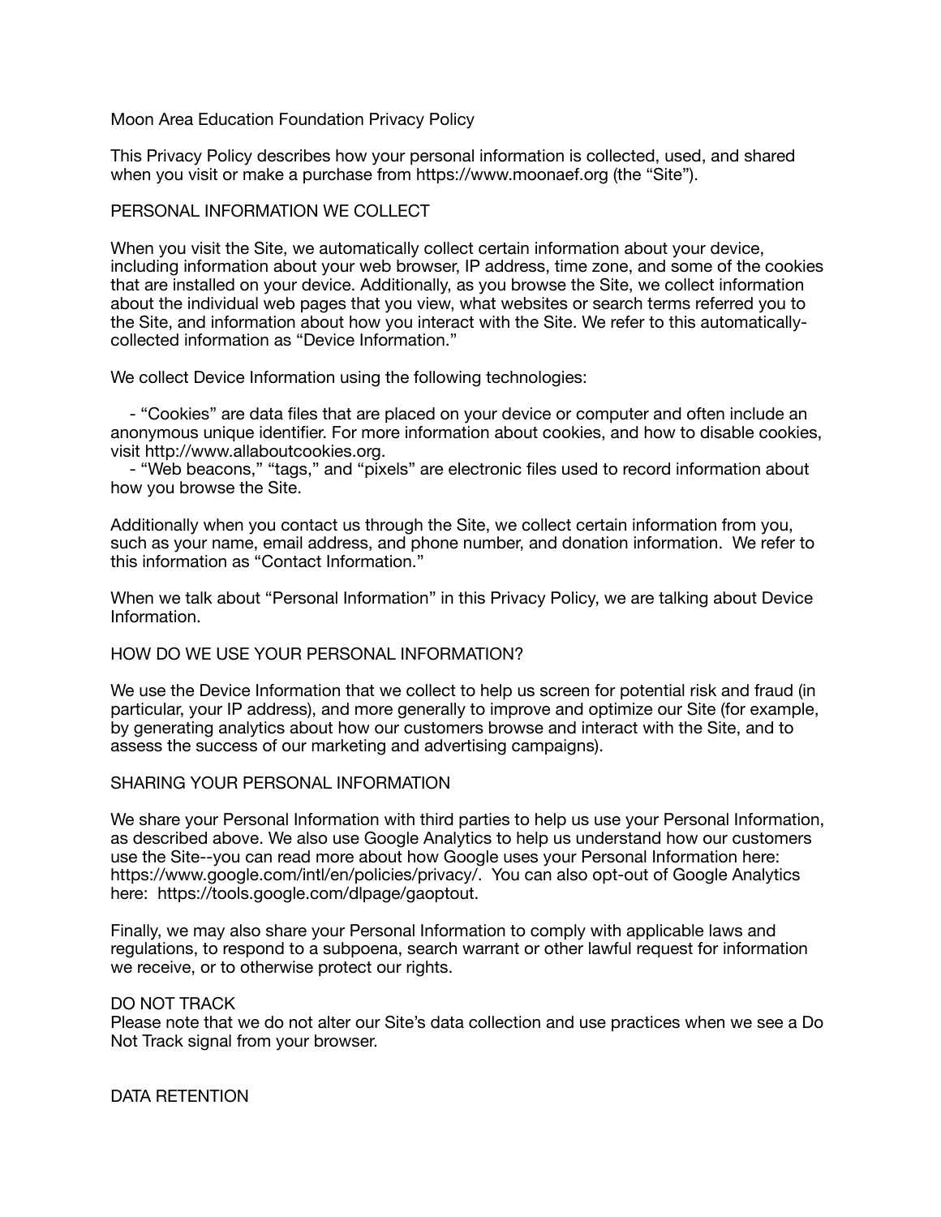# Moon Area Education Foundation Privacy Policy

This Privacy Policy describes how your personal information is collected, used, and shared when you visit or make a purchase from https://www.moonaef.org (the "Site").

## PERSONAL INFORMATION WE COLLECT

When you visit the Site, we automatically collect certain information about your device, including information about your web browser, IP address, time zone, and some of the cookies that are installed on your device. Additionally, as you browse the Site, we collect information about the individual web pages that you view, what websites or search terms referred you to the Site, and information about how you interact with the Site. We refer to this automatically-collected information as "Device Information."

We collect Device Information using the following technologies:

- "Cookies" are data files that are placed on your device or computer and often include an anonymous unique identifier. For more information about cookies, and how to disable cookies, visit http://www.allaboutcookies.org.
- "Web beacons," "tags," and "pixels" are electronic files used to record information about how you browse the Site.

Additionally when you contact us through the Site, we collect certain information from you, such as your name, email address, and phone number, and donation information. We refer to this information as "Contact Information."

When we talk about "Personal Information" in this Privacy Policy, we are talking about Device Information.

## HOW DO WE USE YOUR PERSONAL INFORMATION?

We use the Device Information that we collect to help us screen for potential risk and fraud (in particular, your IP address), and more generally to improve and optimize our Site (for example, by generating analytics about how our customers browse and interact with the Site, and to assess the success of our marketing and advertising campaigns).

## SHARING YOUR PERSONAL INFORMATION

We share your Personal Information with third parties to help us use your Personal Information, as described above. We also use Google Analytics to help us understand how our customers use the Site--you can read more about how Google uses your Personal Information here: https://www.google.com/intl/en/policies/privacy/. You can also opt-out of Google Analytics here: https://tools.google.com/dlpage/gaoptout.

Finally, we may also share your Personal Information to comply with applicable laws and regulations, to respond to a subpoena, search warrant or other lawful request for information we receive, or to otherwise protect our rights.

## DO NOT TRACK

Please note that we do not alter our Site's data collection and use practices when we see a Do Not Track signal from your browser.

## DATA RETENTION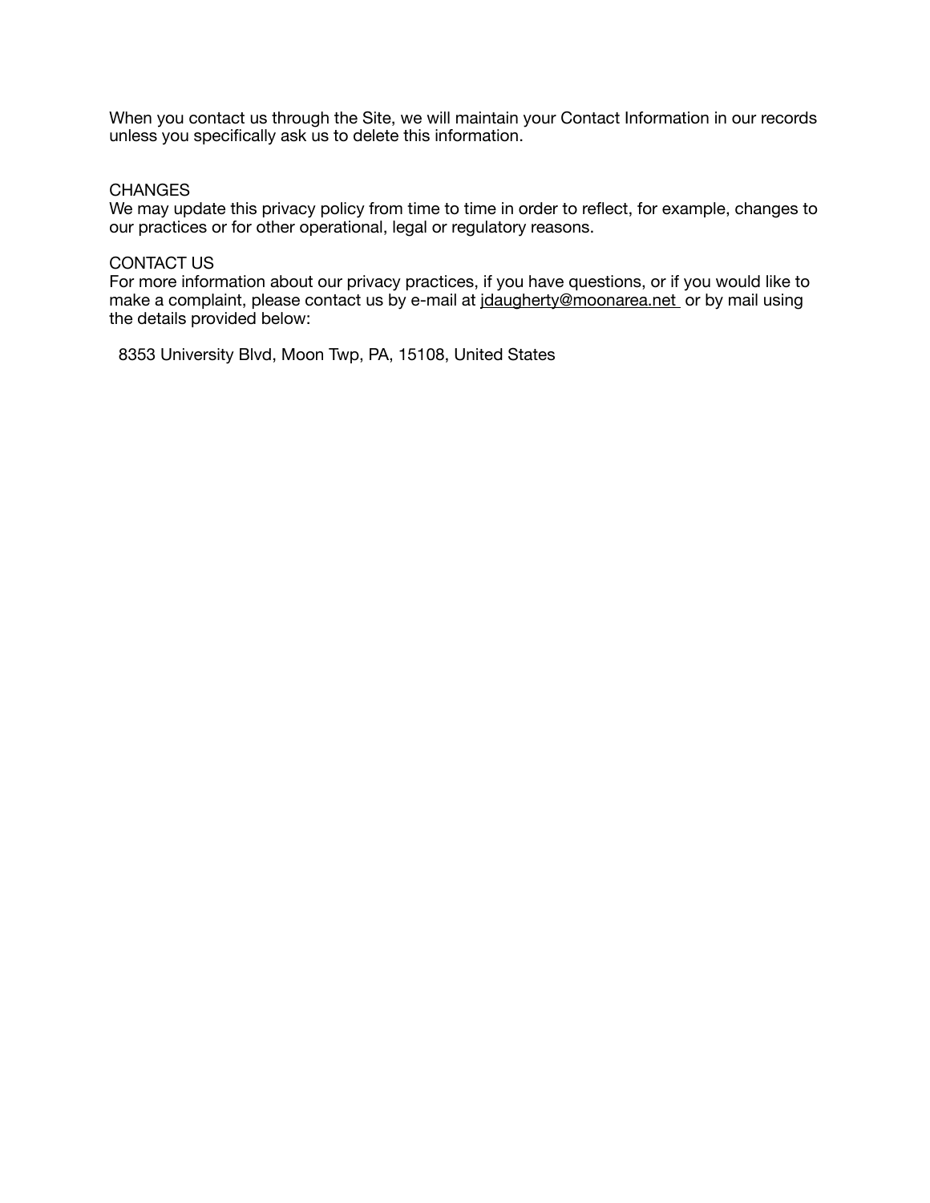When you contact us through the Site, we will maintain your Contact Information in our records unless you specifically ask us to delete this information.

## CHANGES

We may update this privacy policy from time to time in order to reflect, for example, changes to our practices or for other operational, legal or regulatory reasons.

## CONTACT US

For more information about our privacy practices, if you have questions, or if you would like to make a complaint, please contact us by e-mail at jdaugherty@moonarea.net or by mail using the details provided below:

8353 University Blvd, Moon Twp, PA, 15108, United States